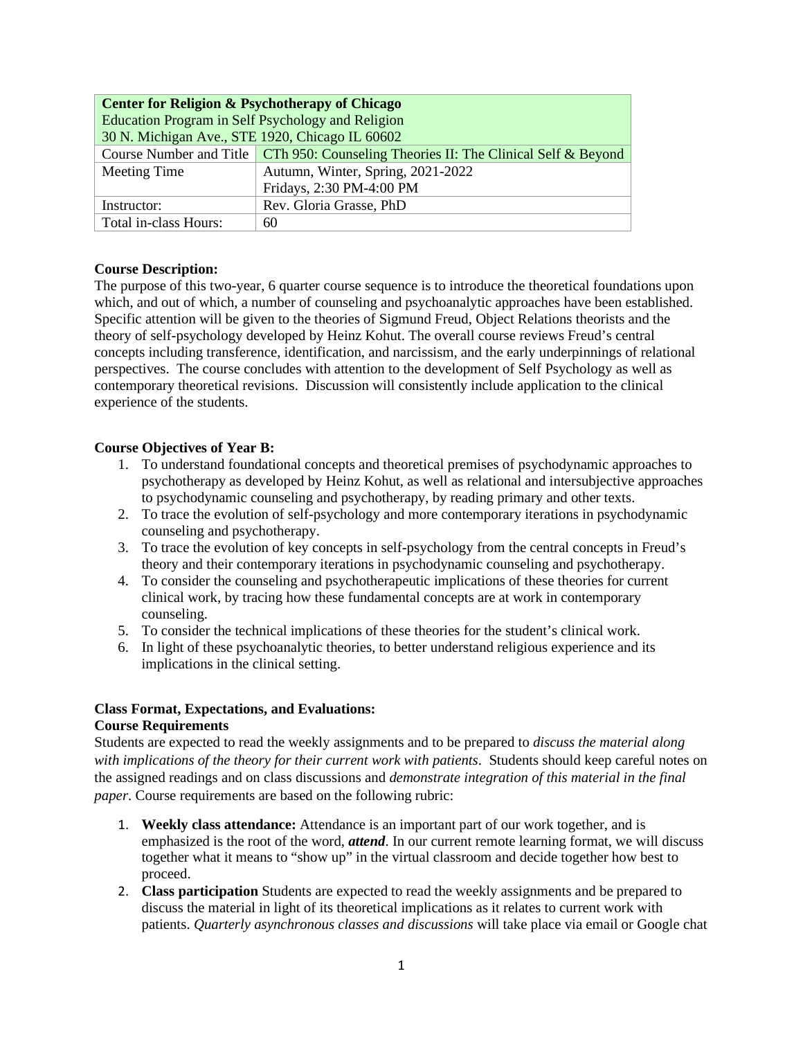| Center for Religion & Psychotherapy of Chicago<br>Education Program in Self Psychology and Religion<br>30 N. Michigan Ave., STE 1920, Chicago IL 60602 | |
|---|---|
| Course Number and Title | CTh 950: Counseling Theories II: The Clinical Self & Beyond |
| Meeting Time | Autumn, Winter, Spring, 2021-2022<br>Fridays, 2:30 PM-4:00 PM |
| Instructor: | Rev. Gloria Grasse, PhD |
| Total in-class Hours: | 60 |

**Course Description:**
The purpose of this two-year, 6 quarter course sequence is to introduce the theoretical foundations upon which, and out of which, a number of counseling and psychoanalytic approaches have been established. Specific attention will be given to the theories of Sigmund Freud, Object Relations theorists and the theory of self-psychology developed by Heinz Kohut. The overall course reviews Freud's central concepts including transference, identification, and narcissism, and the early underpinnings of relational perspectives. The course concludes with attention to the development of Self Psychology as well as contemporary theoretical revisions. Discussion will consistently include application to the clinical experience of the students.

**Course Objectives of Year B:**

1. To understand foundational concepts and theoretical premises of psychodynamic approaches to psychotherapy as developed by Heinz Kohut, as well as relational and intersubjective approaches to psychodynamic counseling and psychotherapy, by reading primary and other texts.
2. To trace the evolution of self-psychology and more contemporary iterations in psychodynamic counseling and psychotherapy.
3. To trace the evolution of key concepts in self-psychology from the central concepts in Freud's theory and their contemporary iterations in psychodynamic counseling and psychotherapy.
4. To consider the counseling and psychotherapeutic implications of these theories for current clinical work, by tracing how these fundamental concepts are at work in contemporary counseling.
5. To consider the technical implications of these theories for the student's clinical work.
6. In light of these psychoanalytic theories, to better understand religious experience and its implications in the clinical setting.

**Class Format, Expectations, and Evaluations:**
**Course Requirements**
Students are expected to read the weekly assignments and to be prepared to *discuss the material along with implications of the theory for their current work with patients*. Students should keep careful notes on the assigned readings and on class discussions and *demonstrate integration of this material in the final paper*. Course requirements are based on the following rubric:

1. **Weekly class attendance:** Attendance is an important part of our work together, and is emphasized is the root of the word, ***attend***. In our current remote learning format, we will discuss together what it means to "show up" in the virtual classroom and decide together how best to proceed.
2. **Class participation** Students are expected to read the weekly assignments and be prepared to discuss the material in light of its theoretical implications as it relates to current work with patients. *Quarterly asynchronous classes and discussions* will take place via email or Google chat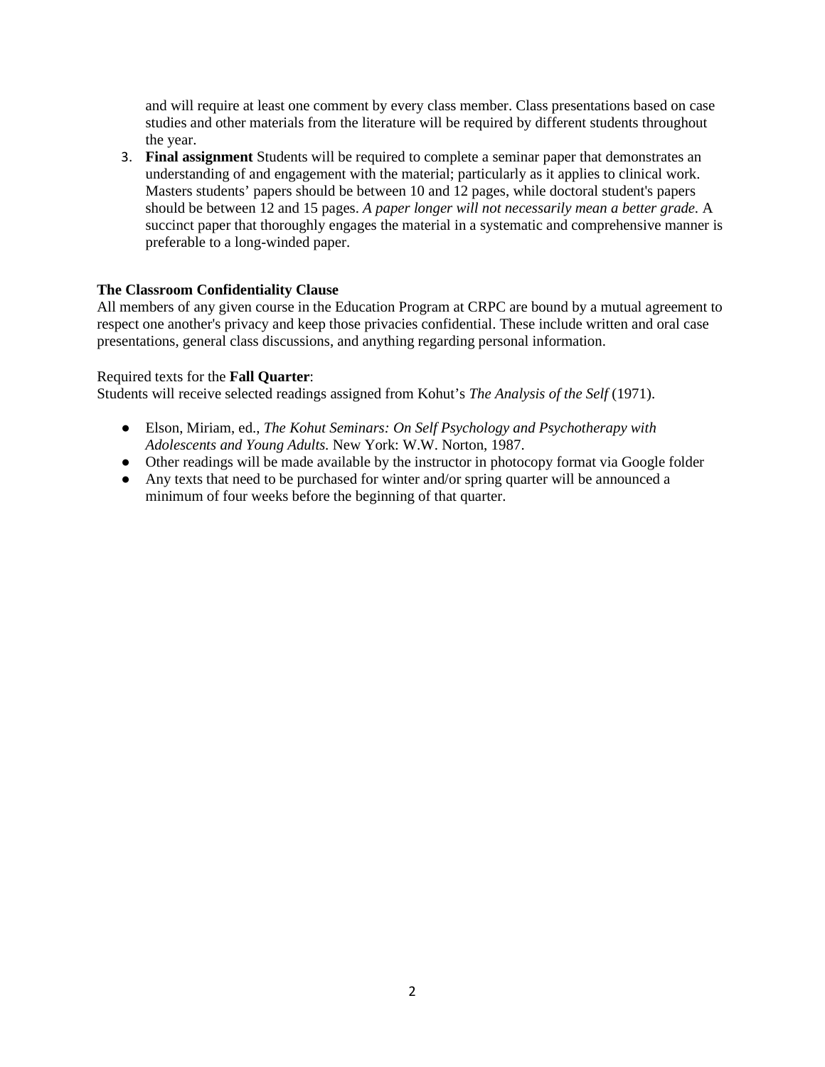and will require at least one comment by every class member. Class presentations based on case studies and other materials from the literature will be required by different students throughout the year.

3. **Final assignment** Students will be required to complete a seminar paper that demonstrates an understanding of and engagement with the material; particularly as it applies to clinical work. Masters students' papers should be between 10 and 12 pages, while doctoral student's papers should be between 12 and 15 pages. *A paper longer will not necessarily mean a better grade.* A succinct paper that thoroughly engages the material in a systematic and comprehensive manner is preferable to a long-winded paper.

**The Classroom Confidentiality Clause**

All members of any given course in the Education Program at CRPC are bound by a mutual agreement to respect one another's privacy and keep those privacies confidential. These include written and oral case presentations, general class discussions, and anything regarding personal information.

Required texts for the **Fall Quarter**:

Students will receive selected readings assigned from Kohut's *The Analysis of the Self* (1971).

- Elson, Miriam, ed., *The Kohut Seminars: On Self Psychology and Psychotherapy with Adolescents and Young Adults.* New York: W.W. Norton, 1987.
- Other readings will be made available by the instructor in photocopy format via Google folder
- Any texts that need to be purchased for winter and/or spring quarter will be announced a minimum of four weeks before the beginning of that quarter.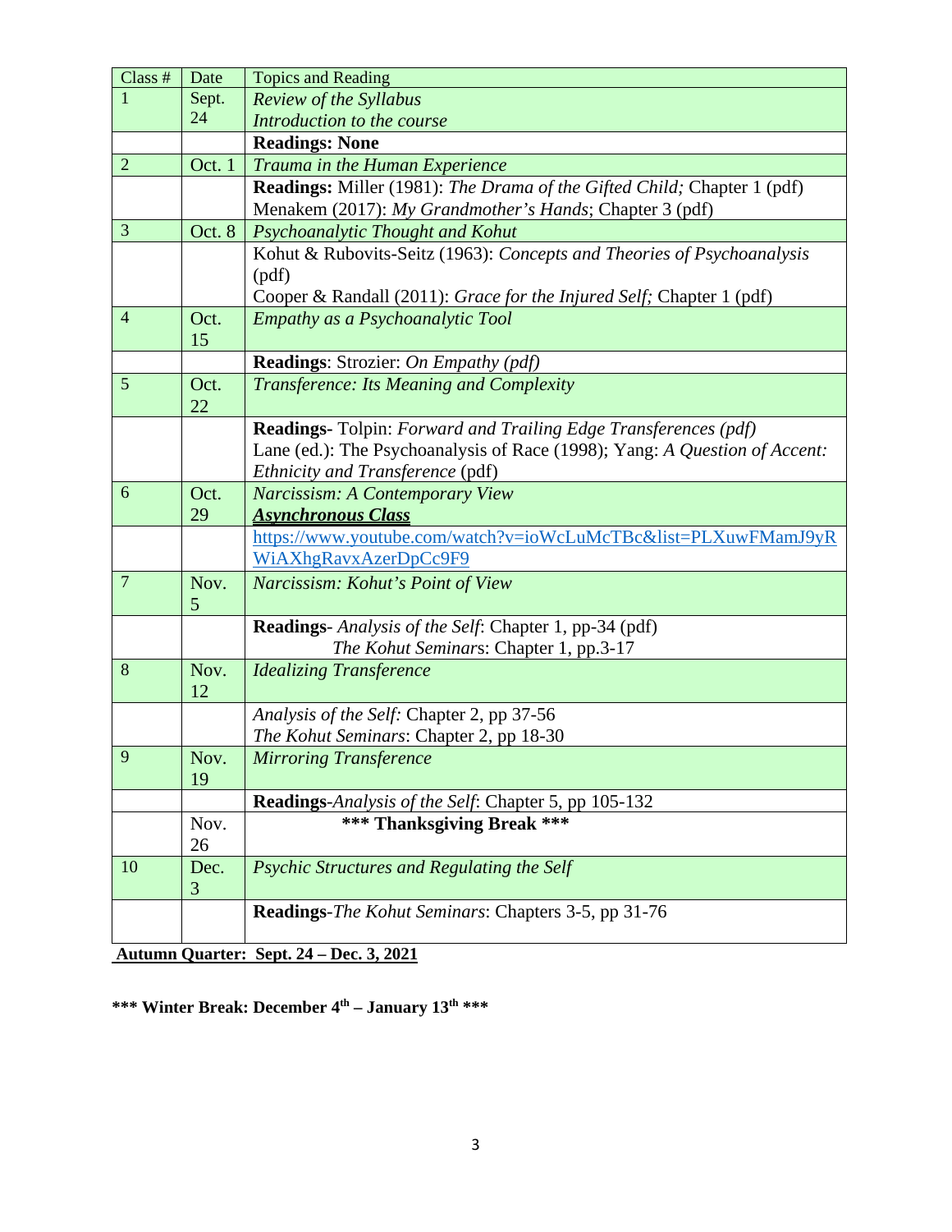| Class # | Date | Topics and Reading |
|---|---|---|
| 1 | Sept. 24 | *Review of the Syllabus*<br>*Introduction to the course* |
| | | **Readings: None** |
| 2 | Oct. 1 | *Trauma in the Human Experience* |
| | | **Readings:** Miller (1981): *The Drama of the Gifted Child;* Chapter 1 (pdf)<br>Menakem (2017): *My Grandmother's Hands*; Chapter 3 (pdf) |
| 3 | Oct. 8 | *Psychoanalytic Thought and Kohut* |
| | | Kohut & Rubovits-Seitz (1963): *Concepts and Theories of Psychoanalysis* (pdf)<br>Cooper & Randall (2011): *Grace for the Injured Self;* Chapter 1 (pdf) |
| 4 | Oct. 15 | *Empathy as a Psychoanalytic Tool* |
| | | **Readings**: Strozier: *On Empathy (pdf)* |
| 5 | Oct. 22 | *Transference: Its Meaning and Complexity* |
| | | **Readings**- Tolpin: *Forward and Trailing Edge Transferences (pdf)*<br>Lane (ed.): The Psychoanalysis of Race (1998); Yang: *A Question of Accent: Ethnicity and Transference* (pdf) |
| 6 | Oct. 29 | *Narcissism: A Contemporary View*<br>***Asynchronous Class*** |
| | | https://www.youtube.com/watch?v=ioWcLuMcTBc&list=PLXuwFMamJ9yRWiAXhgRavxAzerDpCc9F9 |
| 7 | Nov. 5 | *Narcissism: Kohut's Point of View* |
| | | **Readings**- *Analysis of the Self*: Chapter 1, pp-34 (pdf)<br>*The Kohut Seminars*: Chapter 1, pp.3-17 |
| 8 | Nov. 12 | *Idealizing Transference* |
| | | *Analysis of the Self:* Chapter 2, pp 37-56<br>*The Kohut Seminars*: Chapter 2, pp 18-30 |
| 9 | Nov. 19 | *Mirroring Transference* |
| | | **Readings**-*Analysis of the Self*: Chapter 5, pp 105-132 |
| | Nov. 26 | **\*\*\* Thanksgiving Break \*\*\*** |
| 10 | Dec. 3 | *Psychic Structures and Regulating the Self* |
| | | **Readings**-*The Kohut Seminars*: Chapters 3-5, pp 31-76 |

**Autumn Quarter: Sept. 24 – Dec. 3, 2021**

**\*\*\* Winter Break: December 4th – January 13th \*\*\***